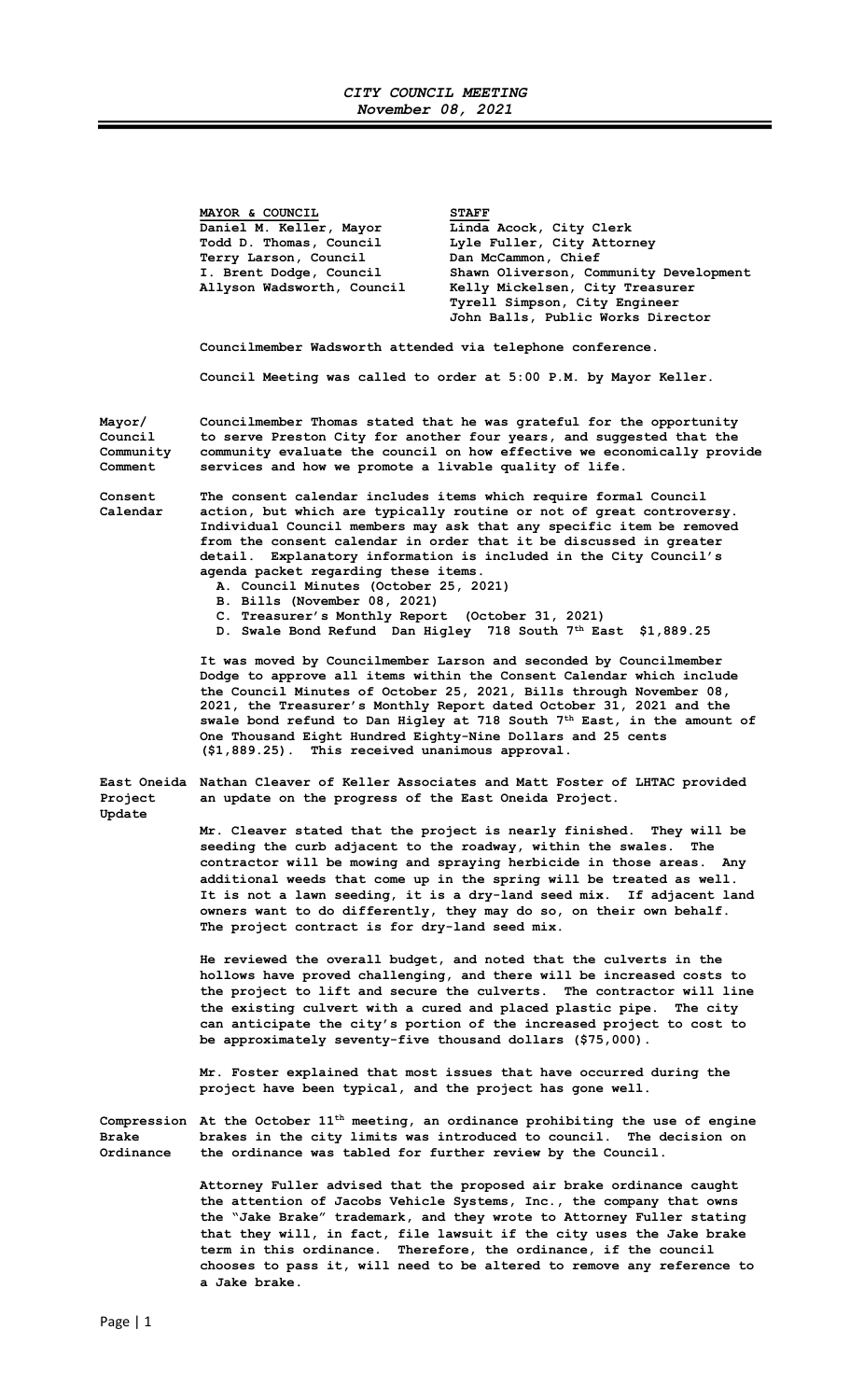*CITY COUNCIL MEETING*
*November 08, 2021*

| **MAYOR & COUNCIL** | **STAFF** |
|---|---|
| Daniel M. Keller, Mayor | Linda Acock, City Clerk |
| Todd D. Thomas, Council | Lyle Fuller, City Attorney |
| Terry Larson, Council | Dan McCammon, Chief |
| I. Brent Dodge, Council | Shawn Oliverson, Community Development |
| Allyson Wadsworth, Council | Kelly Mickelsen, City Treasurer |
| | Tyrell Simpson, City Engineer |
| | John Balls, Public Works Director |

**Councilmember Wadsworth attended via telephone conference.**

**Council Meeting was called to order at 5:00 P.M. by Mayor Keller.**

**Mayor/ Council Community Comment**

**Councilmember Thomas stated that he was grateful for the opportunity to serve Preston City for another four years, and suggested that the community evaluate the council on how effective we economically provide services and how we promote a livable quality of life.**

**Consent Calendar**

**The consent calendar includes items which require formal Council action, but which are typically routine or not of great controversy. Individual Council members may ask that any specific item be removed from the consent calendar in order that it be discussed in greater detail. Explanatory information is included in the City Council's agenda packet regarding these items.**

- **A. Council Minutes (October 25, 2021)**
- **B. Bills (November 08, 2021)**
- **C. Treasurer's Monthly Report (October 31, 2021)**
- **D. Swale Bond Refund Dan Higley 718 South 7th East $1,889.25**

**It was moved by Councilmember Larson and seconded by Councilmember Dodge to approve all items within the Consent Calendar which include the Council Minutes of October 25, 2021, Bills through November 08, 2021, the Treasurer's Monthly Report dated October 31, 2021 and the swale bond refund to Dan Higley at 718 South 7th East, in the amount of One Thousand Eight Hundred Eighty-Nine Dollars and 25 cents ($1,889.25). This received unanimous approval.**

**East Oneida Project Update**

**Nathan Cleaver of Keller Associates and Matt Foster of LHTAC provided an update on the progress of the East Oneida Project.**

**Mr. Cleaver stated that the project is nearly finished. They will be seeding the curb adjacent to the roadway, within the swales. The contractor will be mowing and spraying herbicide in those areas. Any additional weeds that come up in the spring will be treated as well. It is not a lawn seeding, it is a dry-land seed mix. If adjacent land owners want to do differently, they may do so, on their own behalf. The project contract is for dry-land seed mix.**

**He reviewed the overall budget, and noted that the culverts in the hollows have proved challenging, and there will be increased costs to the project to lift and secure the culverts. The contractor will line the existing culvert with a cured and placed plastic pipe. The city can anticipate the city's portion of the increased project to cost to be approximately seventy-five thousand dollars ($75,000).**

**Mr. Foster explained that most issues that have occurred during the project have been typical, and the project has gone well.**

**Compression Brake Ordinance**

**At the October 11th meeting, an ordinance prohibiting the use of engine brakes in the city limits was introduced to council. The decision on the ordinance was tabled for further review by the Council.**

**Attorney Fuller advised that the proposed air brake ordinance caught the attention of Jacobs Vehicle Systems, Inc., the company that owns the "Jake Brake" trademark, and they wrote to Attorney Fuller stating that they will, in fact, file lawsuit if the city uses the Jake brake term in this ordinance. Therefore, the ordinance, if the council chooses to pass it, will need to be altered to remove any reference to a Jake brake.**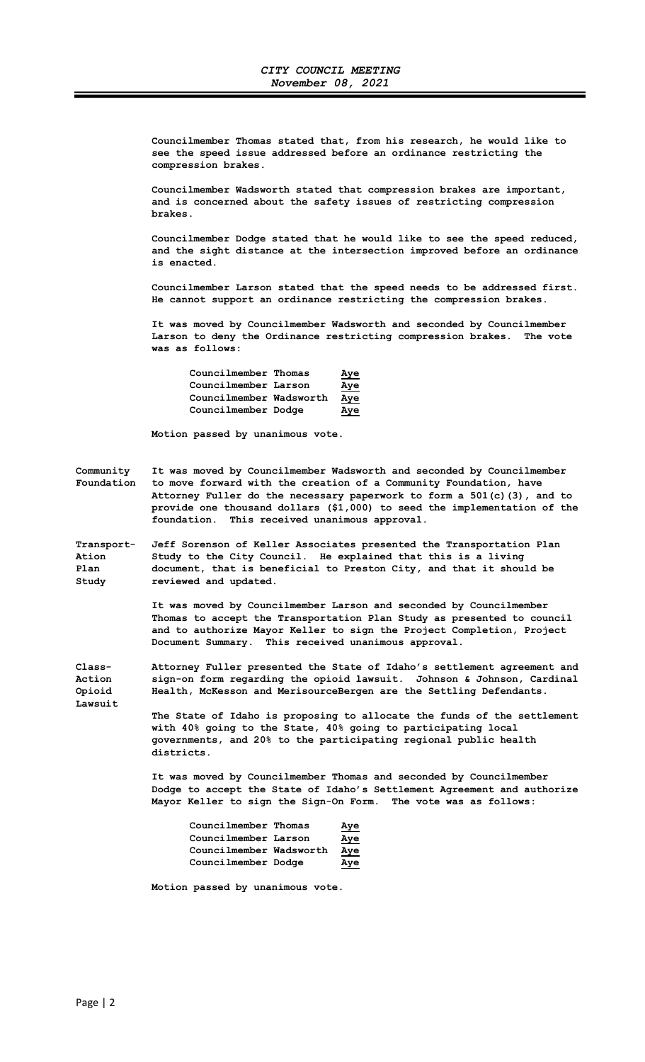Councilmember Thomas stated that, from his research, he would like to see the speed issue addressed before an ordinance restricting the compression brakes.

Councilmember Wadsworth stated that compression brakes are important, and is concerned about the safety issues of restricting compression brakes.

Councilmember Dodge stated that he would like to see the speed reduced, and the sight distance at the intersection improved before an ordinance is enacted.

Councilmember Larson stated that the speed needs to be addressed first. He cannot support an ordinance restricting the compression brakes.

It was moved by Councilmember Wadsworth and seconded by Councilmember Larson to deny the Ordinance restricting compression brakes. The vote was as follows:

| | |
|---|---|
| Councilmember Thomas | Aye |
| Councilmember Larson | Aye |
| Councilmember Wadsworth | Aye |
| Councilmember Dodge | Aye |

Motion passed by unanimous vote.

**Community Foundation**

It was moved by Councilmember Wadsworth and seconded by Councilmember to move forward with the creation of a Community Foundation, have Attorney Fuller do the necessary paperwork to form a 501(c)(3), and to provide one thousand dollars ($1,000) to seed the implementation of the foundation. This received unanimous approval.

**Transportation Plan Study**

Jeff Sorenson of Keller Associates presented the Transportation Plan Study to the City Council. He explained that this is a living document, that is beneficial to Preston City, and that it should be reviewed and updated.

It was moved by Councilmember Larson and seconded by Councilmember Thomas to accept the Transportation Plan Study as presented to council and to authorize Mayor Keller to sign the Project Completion, Project Document Summary. This received unanimous approval.

**Class-Action Opioid Lawsuit**

Attorney Fuller presented the State of Idaho's settlement agreement and sign-on form regarding the opioid lawsuit. Johnson & Johnson, Cardinal Health, McKesson and MerisourceBergen are the Settling Defendants.

The State of Idaho is proposing to allocate the funds of the settlement with 40% going to the State, 40% going to participating local governments, and 20% to the participating regional public health districts.

It was moved by Councilmember Thomas and seconded by Councilmember Dodge to accept the State of Idaho's Settlement Agreement and authorize Mayor Keller to sign the Sign-On Form. The vote was as follows:

| | |
|---|---|
| Councilmember Thomas | Aye |
| Councilmember Larson | Aye |
| Councilmember Wadsworth | Aye |
| Councilmember Dodge | Aye |

Motion passed by unanimous vote.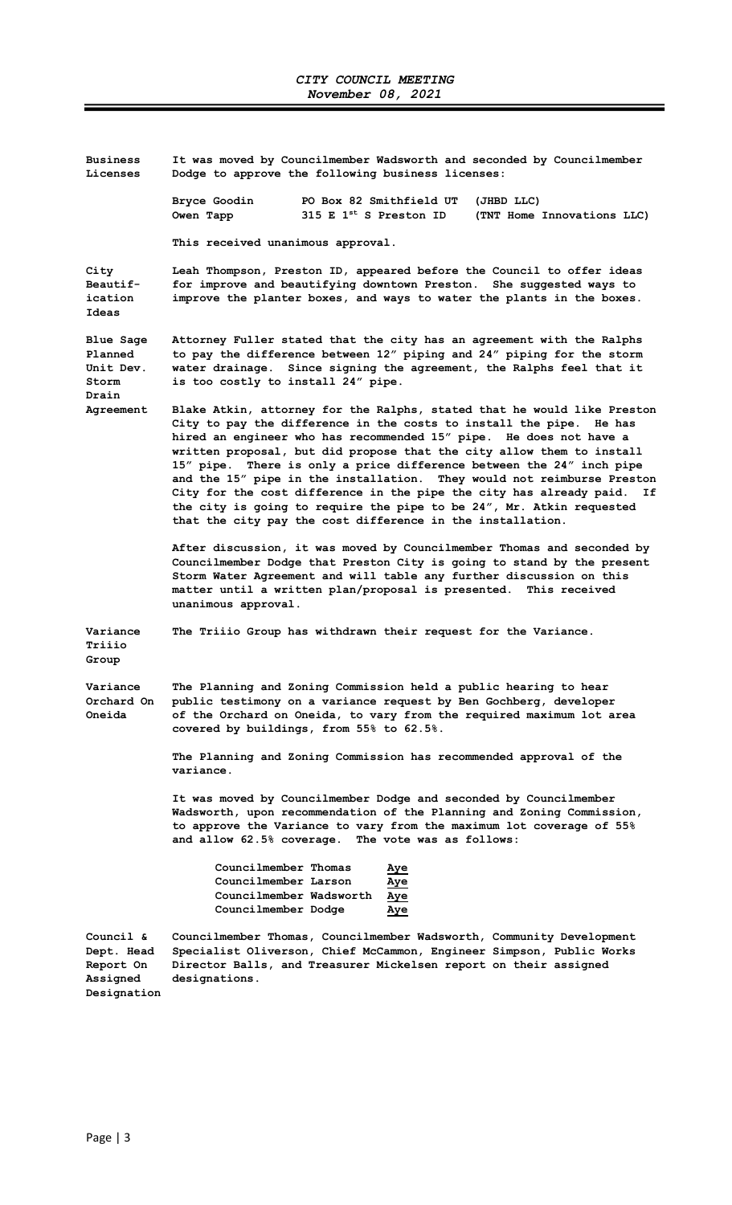**Business Licenses**

It was moved by Councilmember Wadsworth and seconded by Councilmember Dodge to approve the following business licenses:

| | | |
|---|---|---|
| Bryce Goodin | PO Box 82 Smithfield UT | (JHBD LLC) |
| Owen Tapp | 315 E 1st S Preston ID | (TNT Home Innovations LLC) |

This received unanimous approval.

**City Beautification Ideas**

Leah Thompson, Preston ID, appeared before the Council to offer ideas for improve and beautifying downtown Preston. She suggested ways to improve the planter boxes, and ways to water the plants in the boxes.

**Blue Sage Planned Unit Dev. Storm Drain Agreement**

Attorney Fuller stated that the city has an agreement with the Ralphs to pay the difference between 12" piping and 24" piping for the storm water drainage. Since signing the agreement, the Ralphs feel that it is too costly to install 24" pipe.

Blake Atkin, attorney for the Ralphs, stated that he would like Preston City to pay the difference in the costs to install the pipe. He has hired an engineer who has recommended 15" pipe. He does not have a written proposal, but did propose that the city allow them to install 15" pipe. There is only a price difference between the 24" inch pipe and the 15" pipe in the installation. They would not reimburse Preston City for the cost difference in the pipe the city has already paid. If the city is going to require the pipe to be 24", Mr. Atkin requested that the city pay the cost difference in the installation.

After discussion, it was moved by Councilmember Thomas and seconded by Councilmember Dodge that Preston City is going to stand by the present Storm Water Agreement and will table any further discussion on this matter until a written plan/proposal is presented. This received unanimous approval.

**Variance Triiio Group**

The Triiio Group has withdrawn their request for the Variance.

**Variance Orchard On Oneida**

The Planning and Zoning Commission held a public hearing to hear public testimony on a variance request by Ben Gochberg, developer of the Orchard on Oneida, to vary from the required maximum lot area covered by buildings, from 55% to 62.5%.

The Planning and Zoning Commission has recommended approval of the variance.

It was moved by Councilmember Dodge and seconded by Councilmember Wadsworth, upon recommendation of the Planning and Zoning Commission, to approve the Variance to vary from the maximum lot coverage of 55% and allow 62.5% coverage. The vote was as follows:

| | |
|---|---|
| Councilmember Thomas | Aye |
| Councilmember Larson | Aye |
| Councilmember Wadsworth | Aye |
| Councilmember Dodge | Aye |

**Council & Dept. Head Report On Assigned Designation**

Councilmember Thomas, Councilmember Wadsworth, Community Development Specialist Oliverson, Chief McCammon, Engineer Simpson, Public Works Director Balls, and Treasurer Mickelsen report on their assigned designations.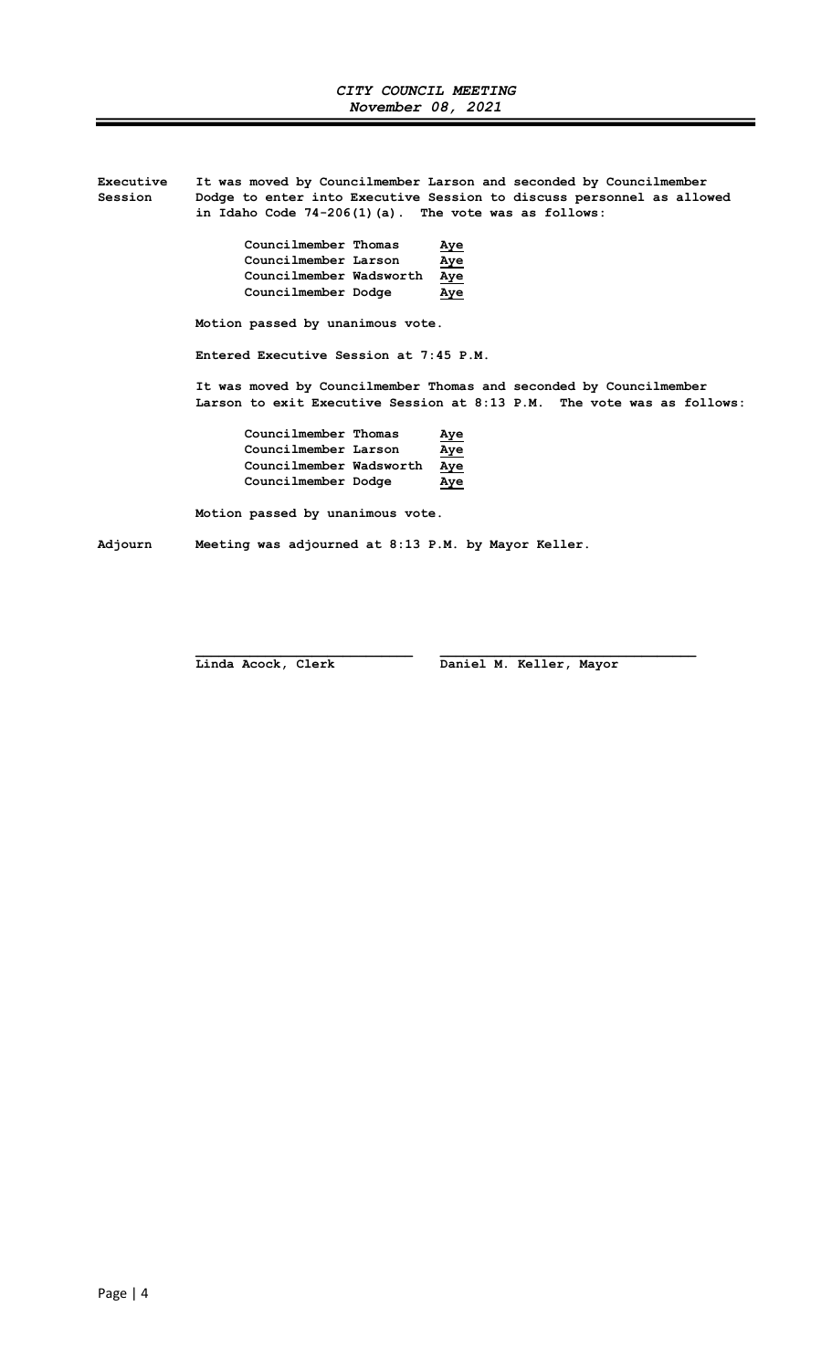**Executive Session** It was moved by Councilmember Larson and seconded by Councilmember Dodge to enter into Executive Session to discuss personnel as allowed in Idaho Code 74-206(1)(a). The vote was as follows:

| | |
|---|---|
| Councilmember Thomas | Aye |
| Councilmember Larson | Aye |
| Councilmember Wadsworth | Aye |
| Councilmember Dodge | Aye |

Motion passed by unanimous vote.

Entered Executive Session at 7:45 P.M.

It was moved by Councilmember Thomas and seconded by Councilmember Larson to exit Executive Session at 8:13 P.M. The vote was as follows:

| | |
|---|---|
| Councilmember Thomas | Aye |
| Councilmember Larson | Aye |
| Councilmember Wadsworth | Aye |
| Councilmember Dodge | Aye |

Motion passed by unanimous vote.

**Adjourn** Meeting was adjourned at 8:13 P.M. by Mayor Keller.

___________________________ ________________________________

Linda Acock, Clerk Daniel M. Keller, Mayor